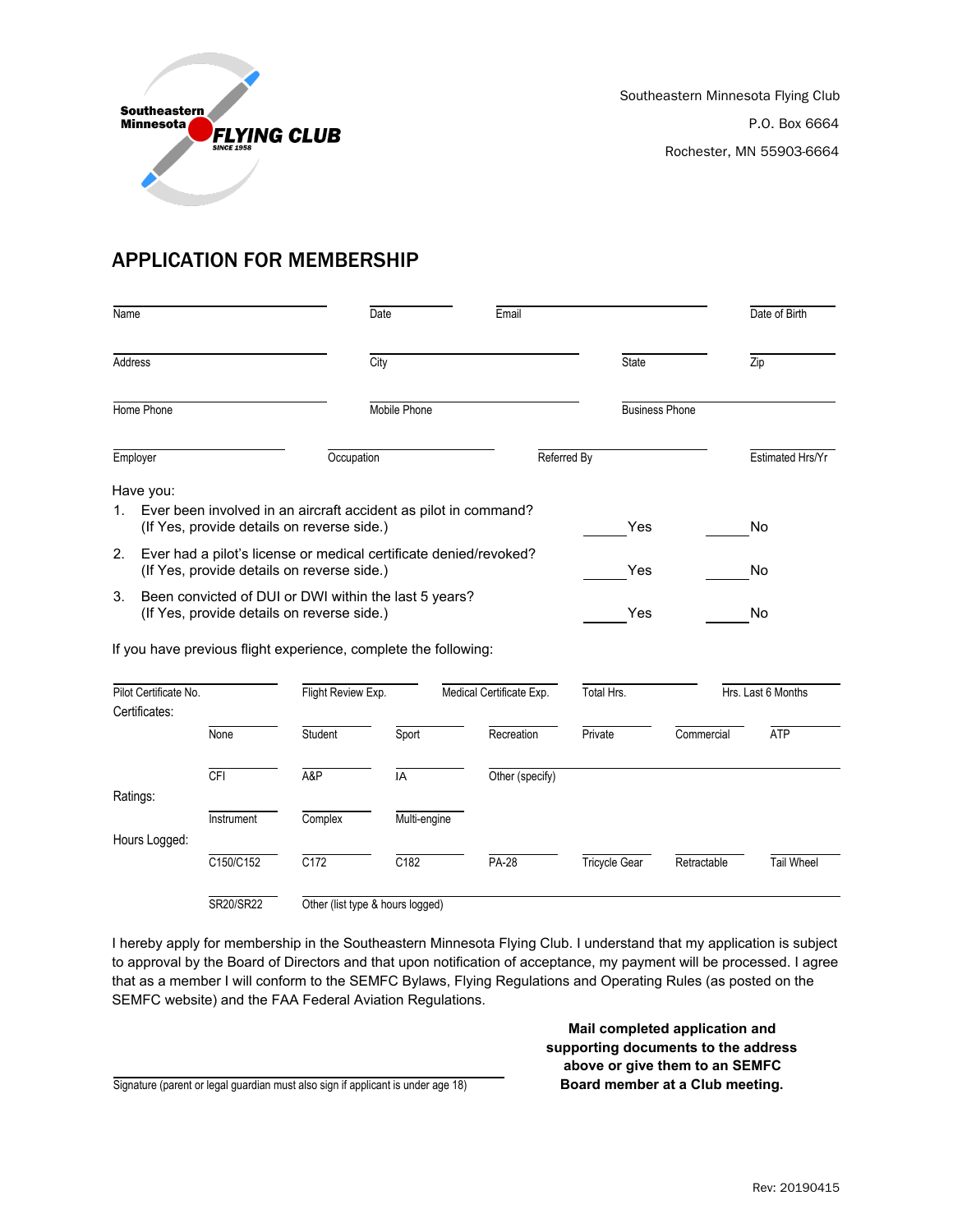Southeastern Minnesota FLYING CLUB SINCE 1958

Southeastern Minnesota Flying Club
P.O. Box 6664
Rochester, MN 55903-6664

# APPLICATION FOR MEMBERSHIP

| Name | Date | Email | Date of Birth |
|---|---|---|---|
| Address | City | State | Zip |
| Home Phone | Mobile Phone | Business Phone | |
| Employer | Occupation | Referred By | Estimated Hrs/Yr |

Have you:

1. Ever been involved in an aircraft accident as pilot in command? (If Yes, provide details on reverse side.) ______Yes ______No
2. Ever had a pilot's license or medical certificate denied/revoked? (If Yes, provide details on reverse side.) ______Yes ______No
3. Been convicted of DUI or DWI within the last 5 years? (If Yes, provide details on reverse side.) ______Yes ______No

If you have previous flight experience, complete the following:

| Pilot Certificate No. | Flight Review Exp. | Medical Certificate Exp. | Total Hrs. | Hrs. Last 6 Months |
|---|---|---|---|---|

**Certificates:**

| None | Student | Sport | Recreation | Private | Commercial | ATP |
|---|---|---|---|---|---|---|
| CFI | A&P | IA | Other (specify) | | | |

**Ratings:**

| Instrument | Complex | Multi-engine |
|---|---|---|

**Hours Logged:**

| C150/C152 | C172 | C182 | PA-28 | Tricycle Gear | Retractable | Tail Wheel |
|---|---|---|---|---|---|---|
| SR20/SR22 | Other (list type & hours logged) | | | | | |

I hereby apply for membership in the Southeastern Minnesota Flying Club. I understand that my application is subject to approval by the Board of Directors and that upon notification of acceptance, my payment will be processed. I agree that as a member I will conform to the SEMFC Bylaws, Flying Regulations and Operating Rules (as posted on the SEMFC website) and the FAA Federal Aviation Regulations.

Signature (parent or legal guardian must also sign if applicant is under age 18)

**Mail completed application and supporting documents to the address above or give them to an SEMFC Board member at a Club meeting.**

Rev: 20190415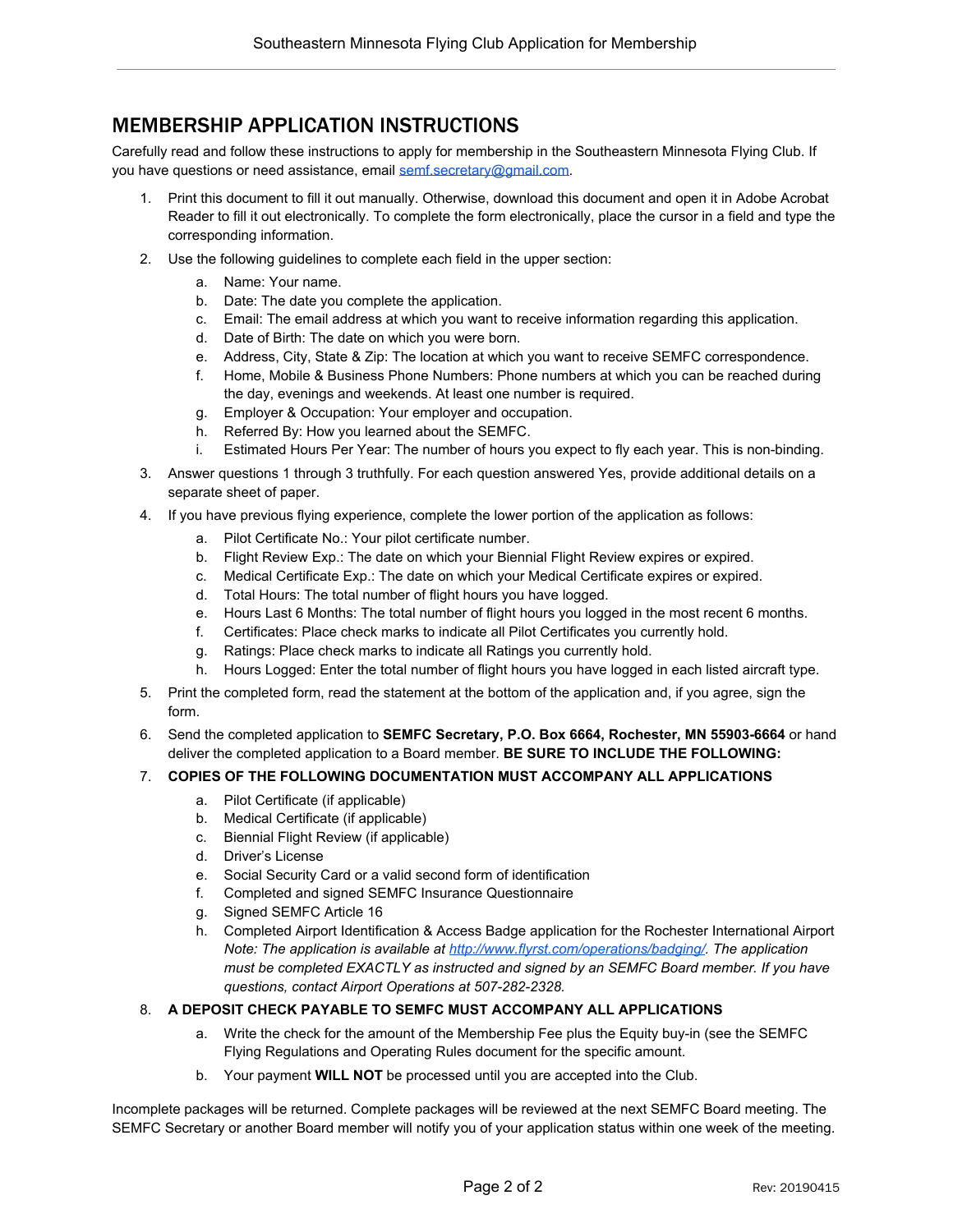## MEMBERSHIP APPLICATION INSTRUCTIONS

Carefully read and follow these instructions to apply for membership in the Southeastern Minnesota Flying Club. If you have questions or need assistance, email semf.secretary@gmail.com.

1. Print this document to fill it out manually. Otherwise, download this document and open it in Adobe Acrobat Reader to fill it out electronically. To complete the form electronically, place the cursor in a field and type the corresponding information.
2. Use the following guidelines to complete each field in the upper section:
   a. Name: Your name.
   b. Date: The date you complete the application.
   c. Email: The email address at which you want to receive information regarding this application.
   d. Date of Birth: The date on which you were born.
   e. Address, City, State & Zip: The location at which you want to receive SEMFC correspondence.
   f. Home, Mobile & Business Phone Numbers: Phone numbers at which you can be reached during the day, evenings and weekends. At least one number is required.
   g. Employer & Occupation: Your employer and occupation.
   h. Referred By: How you learned about the SEMFC.
   i. Estimated Hours Per Year: The number of hours you expect to fly each year. This is non-binding.
3. Answer questions 1 through 3 truthfully. For each question answered Yes, provide additional details on a separate sheet of paper.
4. If you have previous flying experience, complete the lower portion of the application as follows:
   a. Pilot Certificate No.: Your pilot certificate number.
   b. Flight Review Exp.: The date on which your Biennial Flight Review expires or expired.
   c. Medical Certificate Exp.: The date on which your Medical Certificate expires or expired.
   d. Total Hours: The total number of flight hours you have logged.
   e. Hours Last 6 Months: The total number of flight hours you logged in the most recent 6 months.
   f. Certificates: Place check marks to indicate all Pilot Certificates you currently hold.
   g. Ratings: Place check marks to indicate all Ratings you currently hold.
   h. Hours Logged: Enter the total number of flight hours you have logged in each listed aircraft type.
5. Print the completed form, read the statement at the bottom of the application and, if you agree, sign the form.
6. Send the completed application to **SEMFC Secretary, P.O. Box 6664, Rochester, MN 55903-6664** or hand deliver the completed application to a Board member. **BE SURE TO INCLUDE THE FOLLOWING:**
7. **COPIES OF THE FOLLOWING DOCUMENTATION MUST ACCOMPANY ALL APPLICATIONS**
   a. Pilot Certificate (if applicable)
   b. Medical Certificate (if applicable)
   c. Biennial Flight Review (if applicable)
   d. Driver's License
   e. Social Security Card or a valid second form of identification
   f. Completed and signed SEMFC Insurance Questionnaire
   g. Signed SEMFC Article 16
   h. Completed Airport Identification & Access Badge application for the Rochester International Airport *Note: The application is available at http://www.flyrst.com/operations/badging/. The application must be completed EXACTLY as instructed and signed by an SEMFC Board member. If you have questions, contact Airport Operations at 507-282-2328.*
8. **A DEPOSIT CHECK PAYABLE TO SEMFC MUST ACCOMPANY ALL APPLICATIONS**
   a. Write the check for the amount of the Membership Fee plus the Equity buy-in (see the SEMFC Flying Regulations and Operating Rules document for the specific amount.
   b. Your payment **WILL NOT** be processed until you are accepted into the Club.

Incomplete packages will be returned. Complete packages will be reviewed at the next SEMFC Board meeting. The SEMFC Secretary or another Board member will notify you of your application status within one week of the meeting.

Rev: 20190415